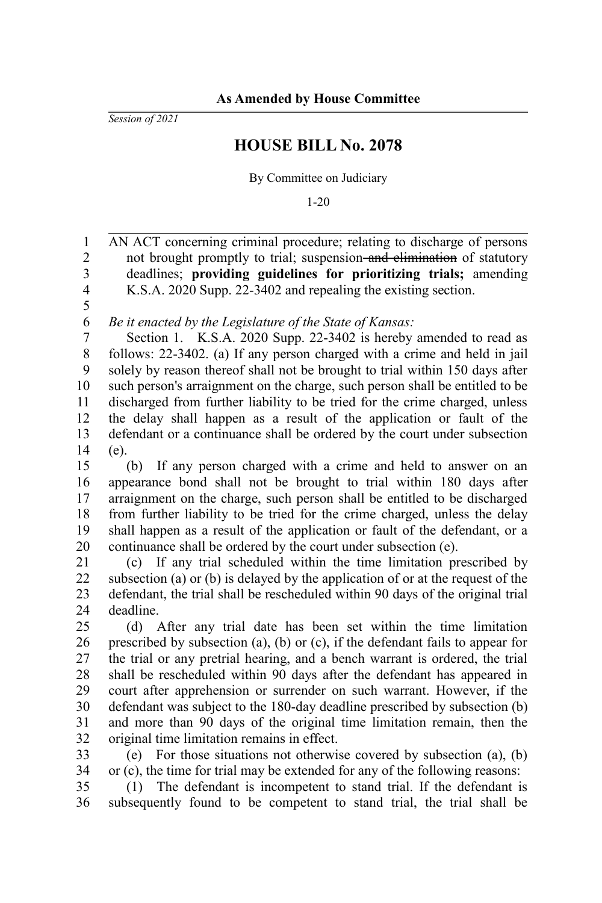**As Amended by House Committee**

*Session of 2021*

# HOUSE BILL No. 2078

By Committee on Judiciary

1-20

AN ACT concerning criminal procedure; relating to discharge of persons not brought promptly to trial; suspension ~~and elimination~~ of statutory deadlines; **providing guidelines for prioritizing trials;** amending K.S.A. 2020 Supp. 22-3402 and repealing the existing section.

*Be it enacted by the Legislature of the State of Kansas:*

Section 1. K.S.A. 2020 Supp. 22-3402 is hereby amended to read as follows: 22-3402. (a) If any person charged with a crime and held in jail solely by reason thereof shall not be brought to trial within 150 days after such person's arraignment on the charge, such person shall be entitled to be discharged from further liability to be tried for the crime charged, unless the delay shall happen as a result of the application or fault of the defendant or a continuance shall be ordered by the court under subsection (e).

(b) If any person charged with a crime and held to answer on an appearance bond shall not be brought to trial within 180 days after arraignment on the charge, such person shall be entitled to be discharged from further liability to be tried for the crime charged, unless the delay shall happen as a result of the application or fault of the defendant, or a continuance shall be ordered by the court under subsection (e).

(c) If any trial scheduled within the time limitation prescribed by subsection (a) or (b) is delayed by the application of or at the request of the defendant, the trial shall be rescheduled within 90 days of the original trial deadline.

(d) After any trial date has been set within the time limitation prescribed by subsection (a), (b) or (c), if the defendant fails to appear for the trial or any pretrial hearing, and a bench warrant is ordered, the trial shall be rescheduled within 90 days after the defendant has appeared in court after apprehension or surrender on such warrant. However, if the defendant was subject to the 180-day deadline prescribed by subsection (b) and more than 90 days of the original time limitation remain, then the original time limitation remains in effect.

(e) For those situations not otherwise covered by subsection (a), (b) or (c), the time for trial may be extended for any of the following reasons:

(1) The defendant is incompetent to stand trial. If the defendant is subsequently found to be competent to stand trial, the trial shall be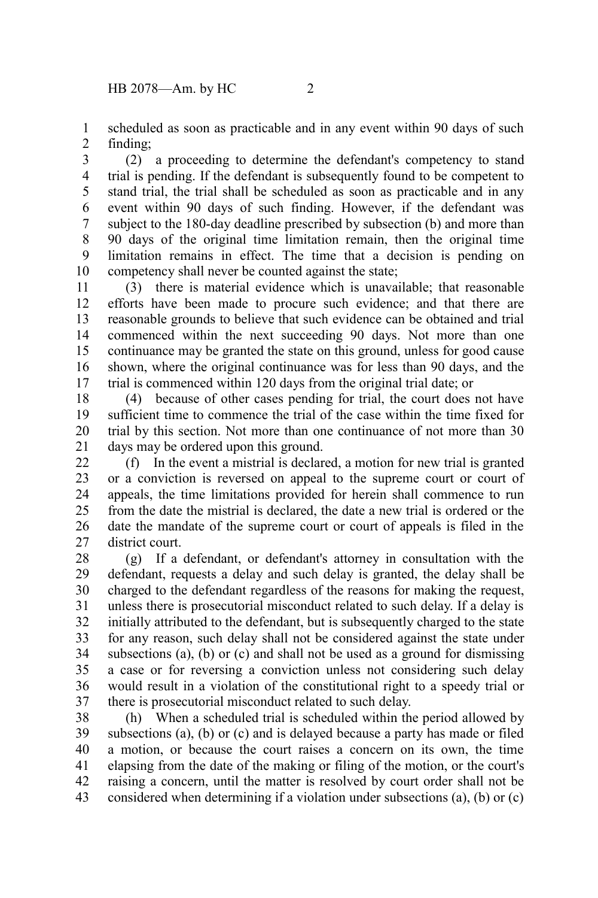scheduled as soon as practicable and in any event within 90 days of such finding;

(2) a proceeding to determine the defendant's competency to stand trial is pending. If the defendant is subsequently found to be competent to stand trial, the trial shall be scheduled as soon as practicable and in any event within 90 days of such finding. However, if the defendant was subject to the 180-day deadline prescribed by subsection (b) and more than 90 days of the original time limitation remain, then the original time limitation remains in effect. The time that a decision is pending on competency shall never be counted against the state;

(3) there is material evidence which is unavailable; that reasonable efforts have been made to procure such evidence; and that there are reasonable grounds to believe that such evidence can be obtained and trial commenced within the next succeeding 90 days. Not more than one continuance may be granted the state on this ground, unless for good cause shown, where the original continuance was for less than 90 days, and the trial is commenced within 120 days from the original trial date; or

(4) because of other cases pending for trial, the court does not have sufficient time to commence the trial of the case within the time fixed for trial by this section. Not more than one continuance of not more than 30 days may be ordered upon this ground.

(f) In the event a mistrial is declared, a motion for new trial is granted or a conviction is reversed on appeal to the supreme court or court of appeals, the time limitations provided for herein shall commence to run from the date the mistrial is declared, the date a new trial is ordered or the date the mandate of the supreme court or court of appeals is filed in the district court.

(g) If a defendant, or defendant's attorney in consultation with the defendant, requests a delay and such delay is granted, the delay shall be charged to the defendant regardless of the reasons for making the request, unless there is prosecutorial misconduct related to such delay. If a delay is initially attributed to the defendant, but is subsequently charged to the state for any reason, such delay shall not be considered against the state under subsections (a), (b) or (c) and shall not be used as a ground for dismissing a case or for reversing a conviction unless not considering such delay would result in a violation of the constitutional right to a speedy trial or there is prosecutorial misconduct related to such delay.

(h) When a scheduled trial is scheduled within the period allowed by subsections (a), (b) or (c) and is delayed because a party has made or filed a motion, or because the court raises a concern on its own, the time elapsing from the date of the making or filing of the motion, or the court's raising a concern, until the matter is resolved by court order shall not be considered when determining if a violation under subsections (a), (b) or (c)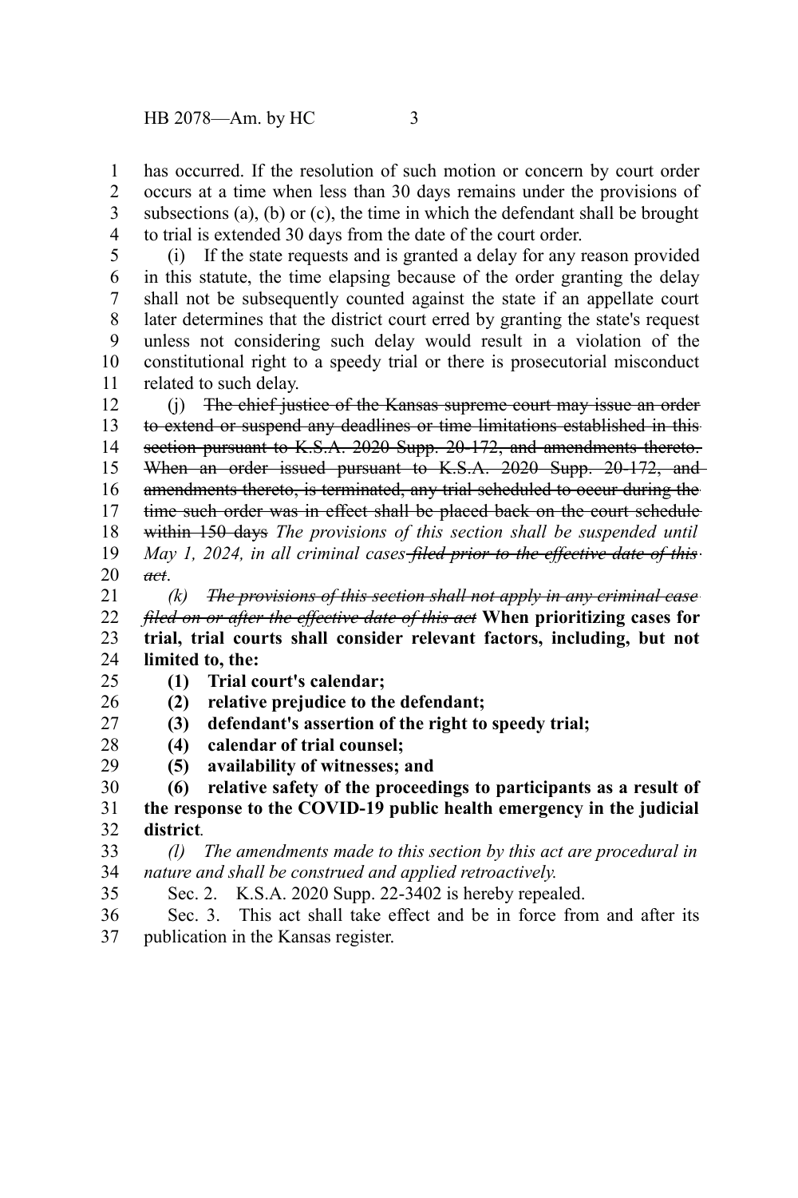has occurred. If the resolution of such motion or concern by court order occurs at a time when less than 30 days remains under the provisions of subsections (a), (b) or (c), the time in which the defendant shall be brought to trial is extended 30 days from the date of the court order.

(i) If the state requests and is granted a delay for any reason provided in this statute, the time elapsing because of the order granting the delay shall not be subsequently counted against the state if an appellate court later determines that the district court erred by granting the state's request unless not considering such delay would result in a violation of the constitutional right to a speedy trial or there is prosecutorial misconduct related to such delay.

(j) ~~The chief justice of the Kansas supreme court may issue an order to extend or suspend any deadlines or time limitations established in this section pursuant to K.S.A. 2020 Supp. 20-172, and amendments thereto. When an order issued pursuant to K.S.A. 2020 Supp. 20-172, and amendments thereto, is terminated, any trial scheduled to occur during the time such order was in effect shall be placed back on the court schedule within 150 days~~ *The provisions of this section shall be suspended until May 1, 2024, in all criminal cases ~~filed prior to the effective date of this act~~.*

*(k) ~~The provisions of this section shall not apply in any criminal case filed on or after the effective date of this act~~* **When prioritizing cases for trial, trial courts shall consider relevant factors, including, but not limited to, the:**

**(1) Trial court's calendar;**

**(2) relative prejudice to the defendant;**

**(3) defendant's assertion of the right to speedy trial;**

**(4) calendar of trial counsel;**

**(5) availability of witnesses; and**

**(6) relative safety of the proceedings to participants as a result of the response to the COVID-19 public health emergency in the judicial district***.*

*(l) The amendments made to this section by this act are procedural in nature and shall be construed and applied retroactively.*

Sec. 2. K.S.A. 2020 Supp. 22-3402 is hereby repealed.

Sec. 3. This act shall take effect and be in force from and after its publication in the Kansas register.